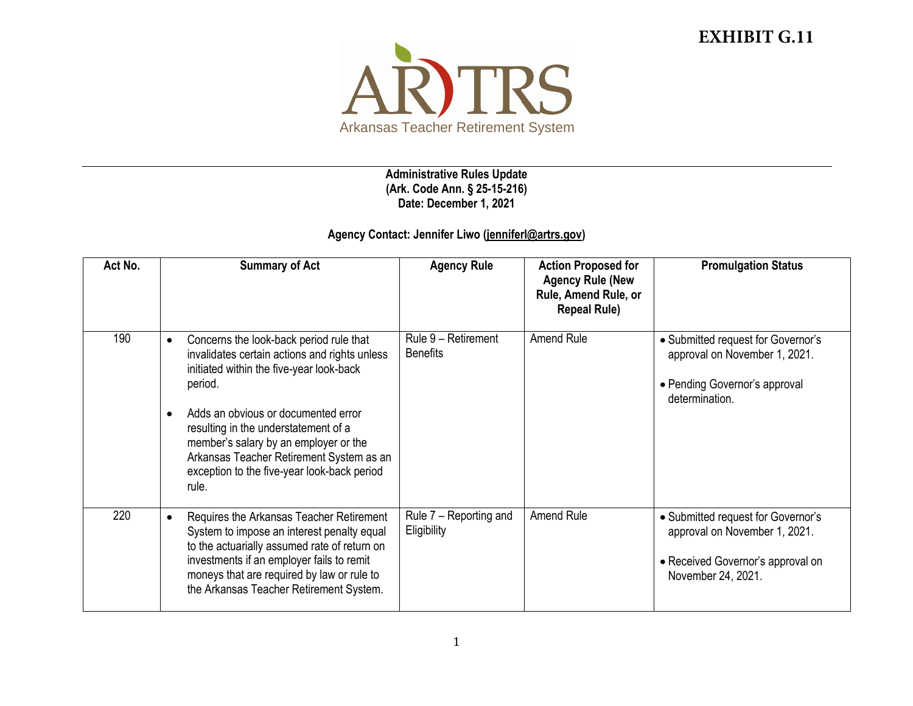**EXHIBIT G.11**

AR TRS
Arkansas Teacher Retirement System

**Administrative Rules Update**
**(Ark. Code Ann. § 25-15-216)**
**Date: December 1, 2021**

**Agency Contact: Jennifer Liwo (jenniferl@artrs.gov)**

| Act No. | Summary of Act | Agency Rule | Action Proposed for Agency Rule (New Rule, Amend Rule, or Repeal Rule) | Promulgation Status |
|---|---|---|---|---|
| 190 | • Concerns the look-back period rule that invalidates certain actions and rights unless initiated within the five-year look-back period.<br><br>• Adds an obvious or documented error resulting in the understatement of a member's salary by an employer or the Arkansas Teacher Retirement System as an exception to the five-year look-back period rule. | Rule 9 – Retirement Benefits | Amend Rule | • Submitted request for Governor's approval on November 1, 2021.<br><br>• Pending Governor's approval determination. |
| 220 | • Requires the Arkansas Teacher Retirement System to impose an interest penalty equal to the actuarially assumed rate of return on investments if an employer fails to remit moneys that are required by law or rule to the Arkansas Teacher Retirement System. | Rule 7 – Reporting and Eligibility | Amend Rule | • Submitted request for Governor's approval on November 1, 2021.<br><br>• Received Governor's approval on November 24, 2021. |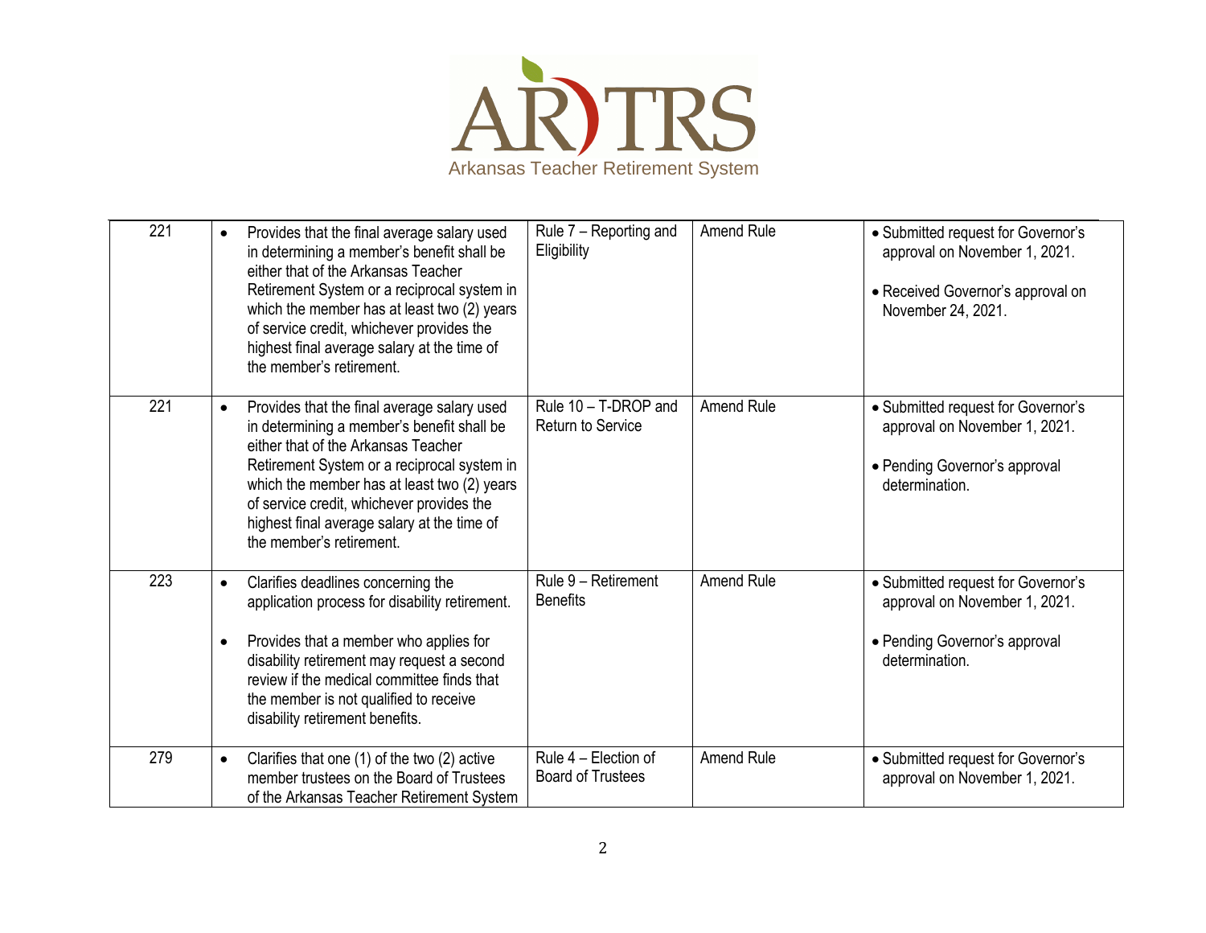ARTRS

Arkansas Teacher Retirement System

| 221 | • Provides that the final average salary used in determining a member's benefit shall be either that of the Arkansas Teacher Retirement System or a reciprocal system in which the member has at least two (2) years of service credit, whichever provides the highest final average salary at the time of the member's retirement. | Rule 7 – Reporting and Eligibility | Amend Rule | • Submitted request for Governor's approval on November 1, 2021.<br><br>• Received Governor's approval on November 24, 2021. |
|---|---|---|---|---|
| 221 | • Provides that the final average salary used in determining a member's benefit shall be either that of the Arkansas Teacher Retirement System or a reciprocal system in which the member has at least two (2) years of service credit, whichever provides the highest final average salary at the time of the member's retirement. | Rule 10 – T-DROP and Return to Service | Amend Rule | • Submitted request for Governor's approval on November 1, 2021.<br><br>• Pending Governor's approval determination. |
| 223 | • Clarifies deadlines concerning the application process for disability retirement.<br><br>• Provides that a member who applies for disability retirement may request a second review if the medical committee finds that the member is not qualified to receive disability retirement benefits. | Rule 9 – Retirement Benefits | Amend Rule | • Submitted request for Governor's approval on November 1, 2021.<br><br>• Pending Governor's approval determination. |
| 279 | • Clarifies that one (1) of the two (2) active member trustees on the Board of Trustees of the Arkansas Teacher Retirement System | Rule 4 – Election of Board of Trustees | Amend Rule | • Submitted request for Governor's approval on November 1, 2021. |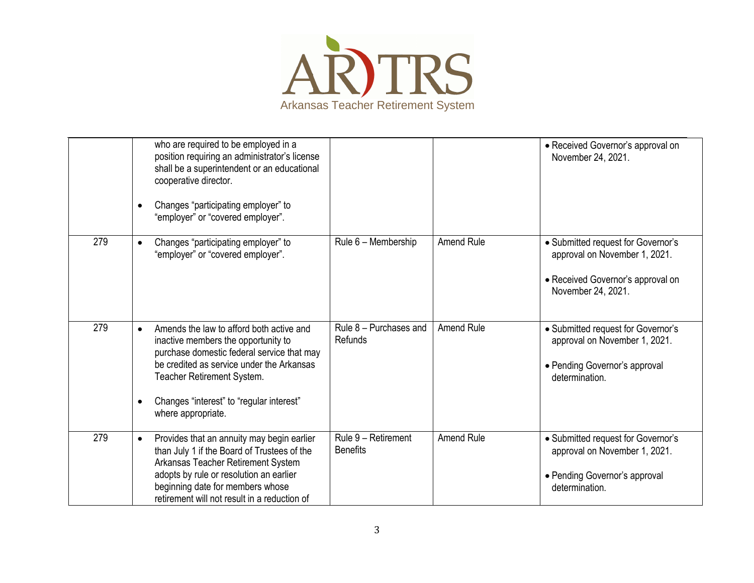ARTRS

Arkansas Teacher Retirement System

| | | | | |
|---|---|---|---|---|
| | who are required to be employed in a position requiring an administrator's license shall be a superintendent or an educational cooperative director.<br><br>• Changes "participating employer" to "employer" or "covered employer". | | | • Received Governor's approval on November 24, 2021. |
| 279 | • Changes "participating employer" to "employer" or "covered employer". | Rule 6 – Membership | Amend Rule | • Submitted request for Governor's approval on November 1, 2021.<br><br>• Received Governor's approval on November 24, 2021. |
| 279 | • Amends the law to afford both active and inactive members the opportunity to purchase domestic federal service that may be credited as service under the Arkansas Teacher Retirement System.<br><br>• Changes "interest" to "regular interest" where appropriate. | Rule 8 – Purchases and Refunds | Amend Rule | • Submitted request for Governor's approval on November 1, 2021.<br><br>• Pending Governor's approval determination. |
| 279 | • Provides that an annuity may begin earlier than July 1 if the Board of Trustees of the Arkansas Teacher Retirement System adopts by rule or resolution an earlier beginning date for members whose retirement will not result in a reduction of | Rule 9 – Retirement Benefits | Amend Rule | • Submitted request for Governor's approval on November 1, 2021.<br><br>• Pending Governor's approval determination. |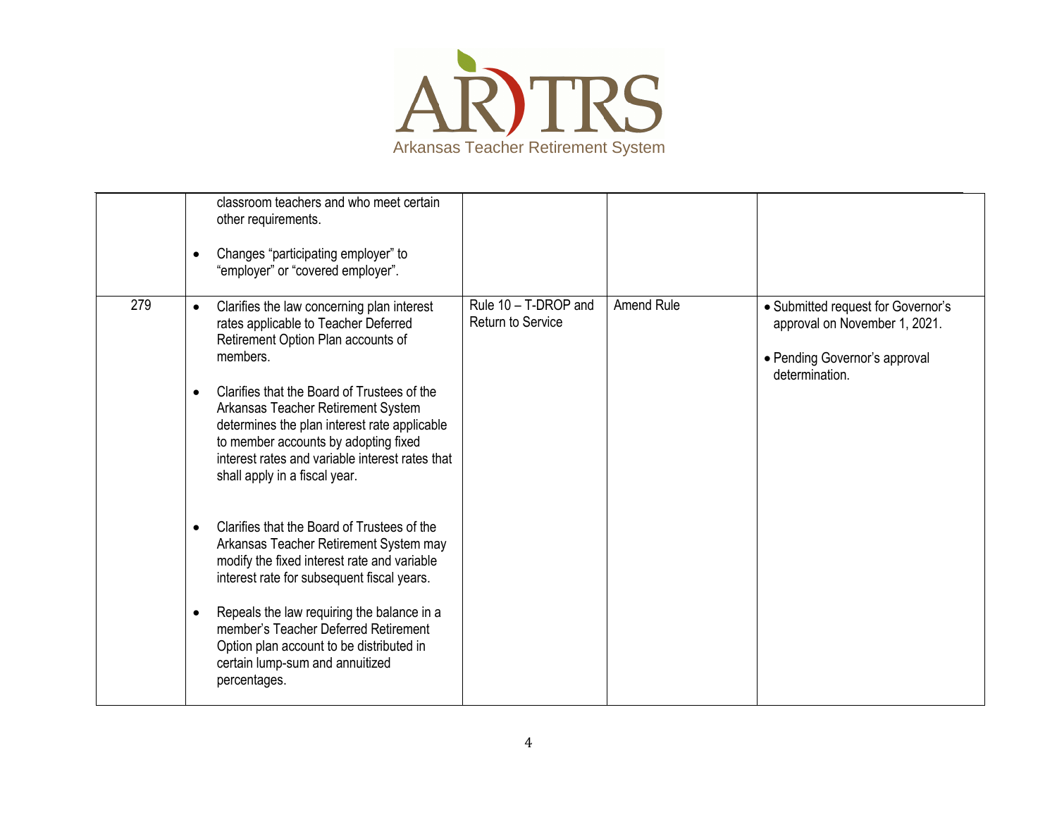| | | | | |
|---|---|---|---|---|
| | classroom teachers and who meet certain other requirements.<br><br>• Changes "participating employer" to "employer" or "covered employer". | | | |
| 279 | • Clarifies the law concerning plan interest rates applicable to Teacher Deferred Retirement Option Plan accounts of members.<br><br>• Clarifies that the Board of Trustees of the Arkansas Teacher Retirement System determines the plan interest rate applicable to member accounts by adopting fixed interest rates and variable interest rates that shall apply in a fiscal year.<br><br>• Clarifies that the Board of Trustees of the Arkansas Teacher Retirement System may modify the fixed interest rate and variable interest rate for subsequent fiscal years.<br><br>• Repeals the law requiring the balance in a member's Teacher Deferred Retirement Option plan account to be distributed in certain lump-sum and annuitized percentages. | Rule 10 – T-DROP and Return to Service | Amend Rule | • Submitted request for Governor's approval on November 1, 2021.<br><br>• Pending Governor's approval determination. |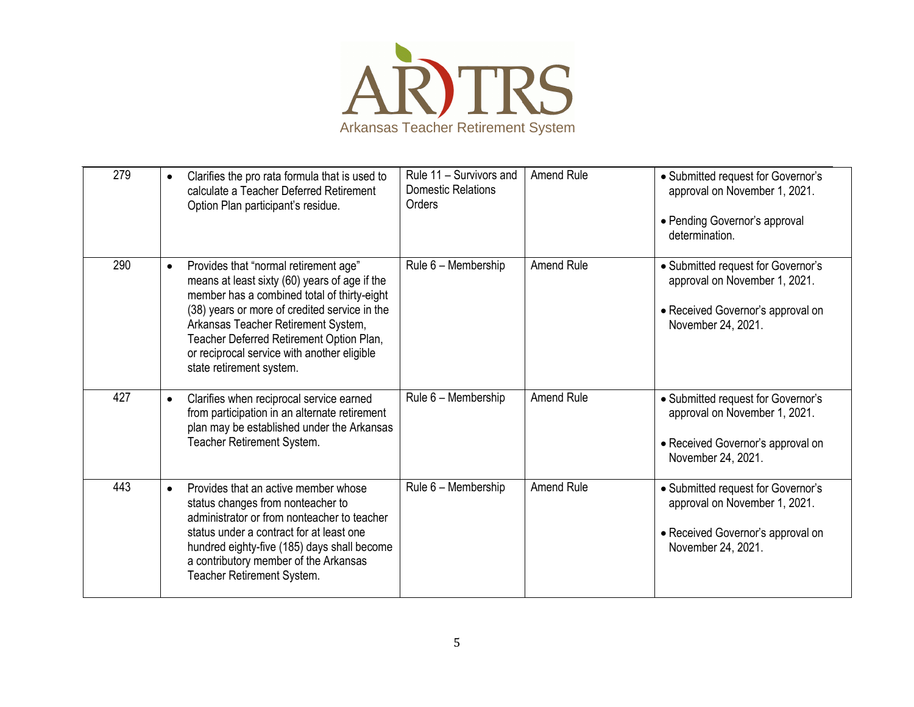| 279 | • Clarifies the pro rata formula that is used to calculate a Teacher Deferred Retirement Option Plan participant's residue. | Rule 11 – Survivors and Domestic Relations Orders | Amend Rule | • Submitted request for Governor's approval on November 1, 2021.<br><br>• Pending Governor's approval determination. |
|---|---|---|---|---|
| 290 | • Provides that "normal retirement age" means at least sixty (60) years of age if the member has a combined total of thirty-eight (38) years or more of credited service in the Arkansas Teacher Retirement System, Teacher Deferred Retirement Option Plan, or reciprocal service with another eligible state retirement system. | Rule 6 – Membership | Amend Rule | • Submitted request for Governor's approval on November 1, 2021.<br><br>• Received Governor's approval on November 24, 2021. |
| 427 | • Clarifies when reciprocal service earned from participation in an alternate retirement plan may be established under the Arkansas Teacher Retirement System. | Rule 6 – Membership | Amend Rule | • Submitted request for Governor's approval on November 1, 2021.<br><br>• Received Governor's approval on November 24, 2021. |
| 443 | • Provides that an active member whose status changes from nonteacher to administrator or from nonteacher to teacher status under a contract for at least one hundred eighty-five (185) days shall become a contributory member of the Arkansas Teacher Retirement System. | Rule 6 – Membership | Amend Rule | • Submitted request for Governor's approval on November 1, 2021.<br><br>• Received Governor's approval on November 24, 2021. |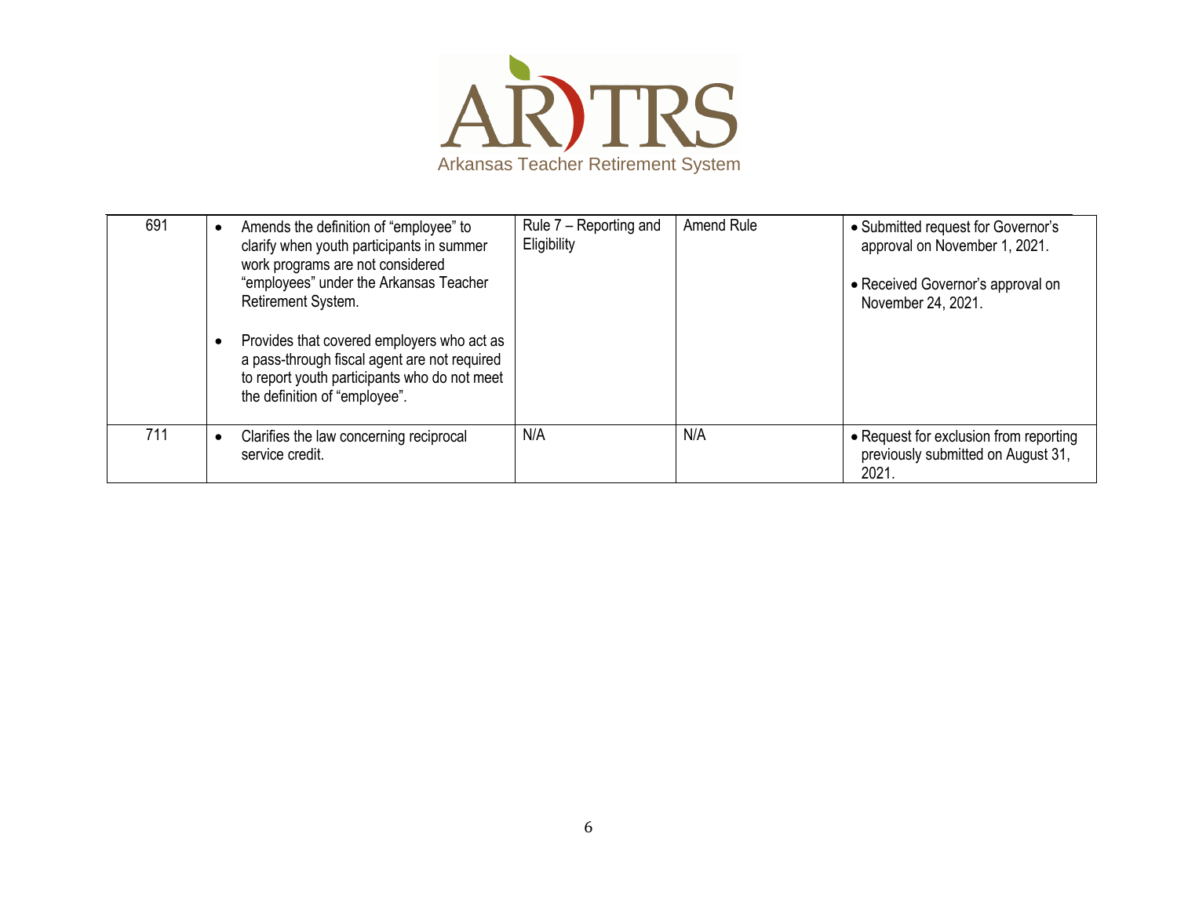Arkansas Teacher Retirement System

| | | | | |
|---|---|---|---|---|
| 691 | • Amends the definition of “employee” to clarify when youth participants in summer work programs are not considered “employees” under the Arkansas Teacher Retirement System.<br><br>• Provides that covered employers who act as a pass-through fiscal agent are not required to report youth participants who do not meet the definition of “employee”. | Rule 7 – Reporting and Eligibility | Amend Rule | • Submitted request for Governor’s approval on November 1, 2021.<br><br>• Received Governor’s approval on November 24, 2021. |
| 711 | • Clarifies the law concerning reciprocal service credit. | N/A | N/A | • Request for exclusion from reporting previously submitted on August 31, 2021. |